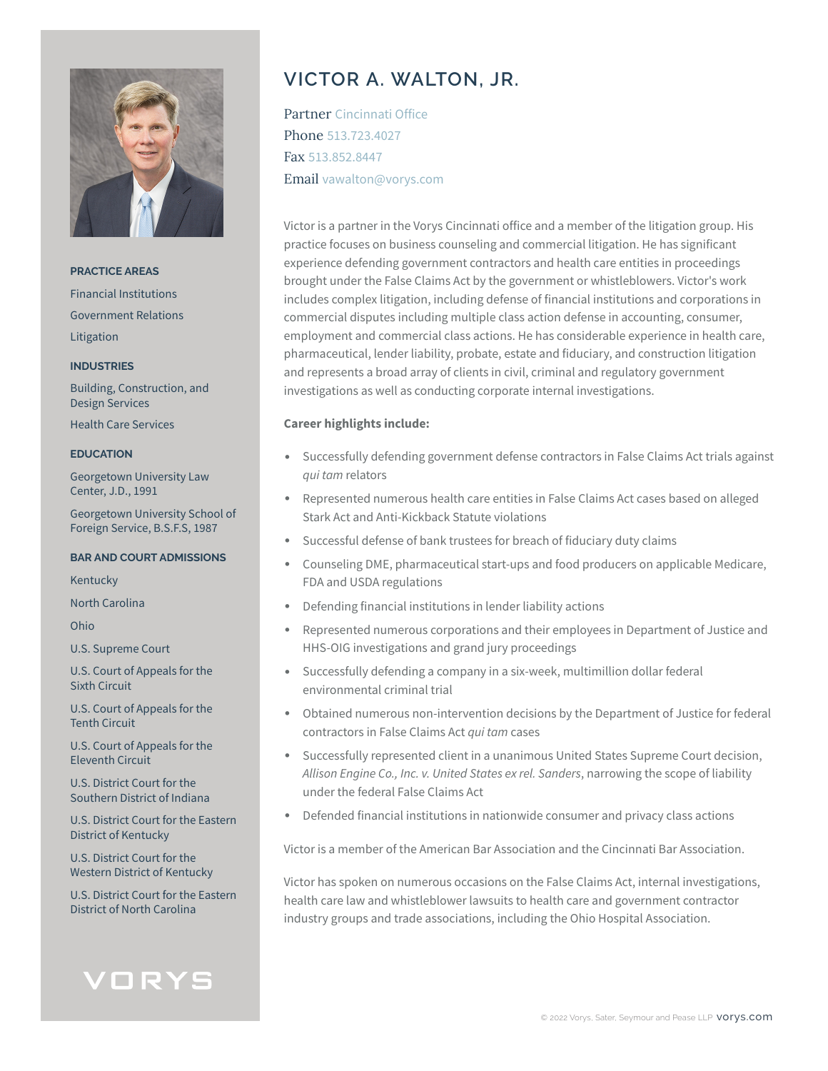# VICTOR A. WALTON, JR.

Partner Cincinnati Office
Phone 513.723.4027
Fax 513.852.8447
Email vawalton@vorys.com

Victor is a partner in the Vorys Cincinnati office and a member of the litigation group. His practice focuses on business counseling and commercial litigation. He has significant experience defending government contractors and health care entities in proceedings brought under the False Claims Act by the government or whistleblowers. Victor's work includes complex litigation, including defense of financial institutions and corporations in commercial disputes including multiple class action defense in accounting, consumer, employment and commercial class actions. He has considerable experience in health care, pharmaceutical, lender liability, probate, estate and fiduciary, and construction litigation and represents a broad array of clients in civil, criminal and regulatory government investigations as well as conducting corporate internal investigations.

**Career highlights include:**

- Successfully defending government defense contractors in False Claims Act trials against *qui tam* relators
- Represented numerous health care entities in False Claims Act cases based on alleged Stark Act and Anti-Kickback Statute violations
- Successful defense of bank trustees for breach of fiduciary duty claims
- Counseling DME, pharmaceutical start-ups and food producers on applicable Medicare, FDA and USDA regulations
- Defending financial institutions in lender liability actions
- Represented numerous corporations and their employees in Department of Justice and HHS-OIG investigations and grand jury proceedings
- Successfully defending a company in a six-week, multimillion dollar federal environmental criminal trial
- Obtained numerous non-intervention decisions by the Department of Justice for federal contractors in False Claims Act *qui tam* cases
- Successfully represented client in a unanimous United States Supreme Court decision, *Allison Engine Co., Inc. v. United States ex rel. Sanders*, narrowing the scope of liability under the federal False Claims Act
- Defended financial institutions in nationwide consumer and privacy class actions

Victor is a member of the American Bar Association and the Cincinnati Bar Association.

Victor has spoken on numerous occasions on the False Claims Act, internal investigations, health care law and whistleblower lawsuits to health care and government contractor industry groups and trade associations, including the Ohio Hospital Association.

## PRACTICE AREAS

Financial Institutions

Government Relations

Litigation

## INDUSTRIES

Building, Construction, and Design Services

Health Care Services

## EDUCATION

Georgetown University Law Center, J.D., 1991

Georgetown University School of Foreign Service, B.S.F.S, 1987

## BAR AND COURT ADMISSIONS

Kentucky

North Carolina

Ohio

U.S. Supreme Court

U.S. Court of Appeals for the Sixth Circuit

U.S. Court of Appeals for the Tenth Circuit

U.S. Court of Appeals for the Eleventh Circuit

U.S. District Court for the Southern District of Indiana

U.S. District Court for the Eastern District of Kentucky

U.S. District Court for the Western District of Kentucky

U.S. District Court for the Eastern District of North Carolina

VORYS

© 2022 Vorys, Sater, Seymour and Pease LLP vorys.com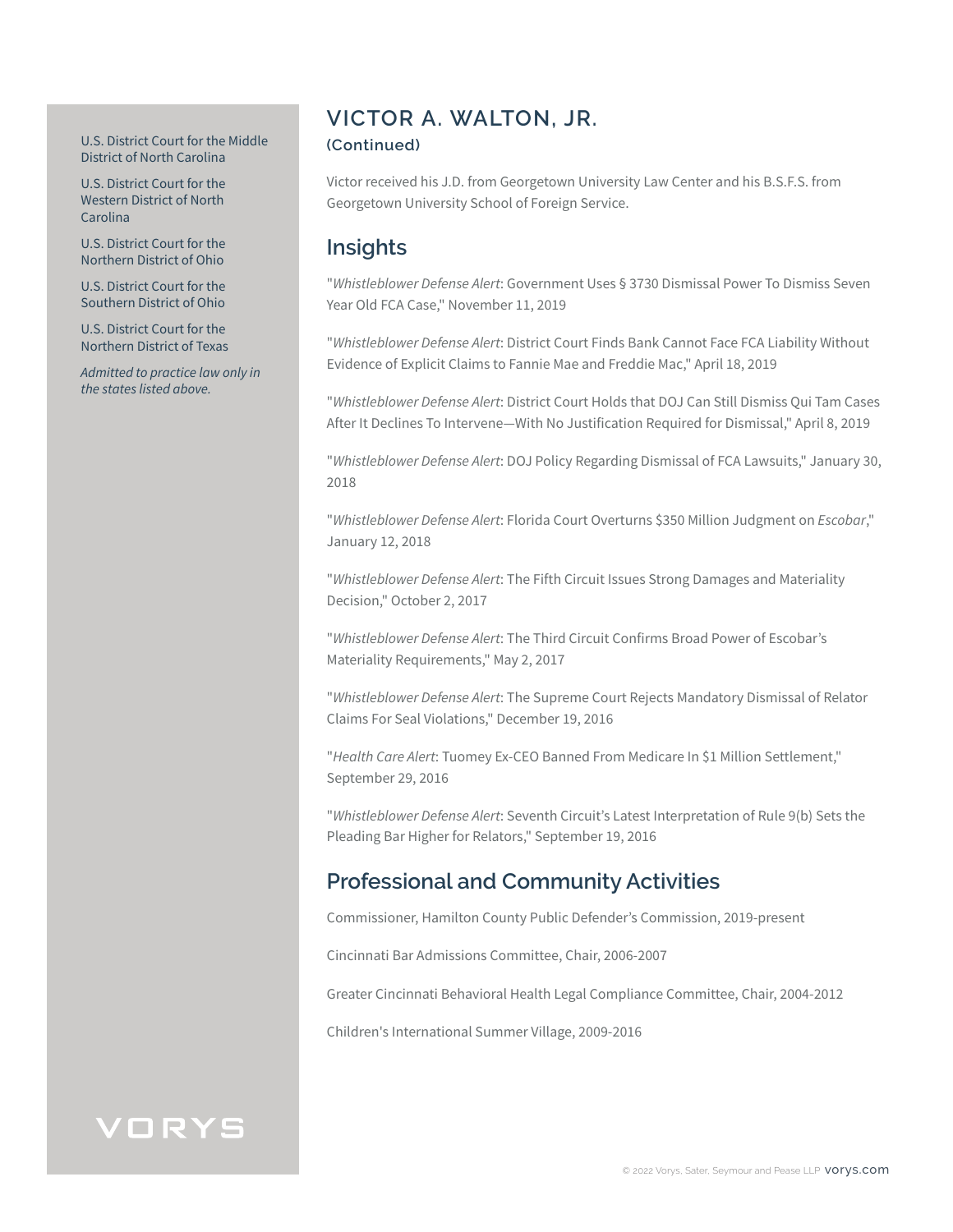U.S. District Court for the Middle District of North Carolina

U.S. District Court for the Western District of North Carolina

U.S. District Court for the Northern District of Ohio

U.S. District Court for the Southern District of Ohio

U.S. District Court for the Northern District of Texas

*Admitted to practice law only in the states listed above.*

# VICTOR A. WALTON, JR.

**(Continued)**

Victor received his J.D. from Georgetown University Law Center and his B.S.F.S. from Georgetown University School of Foreign Service.

## Insights

"*Whistleblower Defense Alert*: Government Uses § 3730 Dismissal Power To Dismiss Seven Year Old FCA Case," November 11, 2019

"*Whistleblower Defense Alert*: District Court Finds Bank Cannot Face FCA Liability Without Evidence of Explicit Claims to Fannie Mae and Freddie Mac," April 18, 2019

"*Whistleblower Defense Alert*: District Court Holds that DOJ Can Still Dismiss Qui Tam Cases After It Declines To Intervene—With No Justification Required for Dismissal," April 8, 2019

"*Whistleblower Defense Alert*: DOJ Policy Regarding Dismissal of FCA Lawsuits," January 30, 2018

"*Whistleblower Defense Alert*: Florida Court Overturns $350 Million Judgment on *Escobar*," January 12, 2018

"*Whistleblower Defense Alert*: The Fifth Circuit Issues Strong Damages and Materiality Decision," October 2, 2017

"*Whistleblower Defense Alert*: The Third Circuit Confirms Broad Power of Escobar's Materiality Requirements," May 2, 2017

"*Whistleblower Defense Alert*: The Supreme Court Rejects Mandatory Dismissal of Relator Claims For Seal Violations," December 19, 2016

"*Health Care Alert*: Tuomey Ex-CEO Banned From Medicare In $1 Million Settlement," September 29, 2016

"*Whistleblower Defense Alert*: Seventh Circuit's Latest Interpretation of Rule 9(b) Sets the Pleading Bar Higher for Relators," September 19, 2016

## Professional and Community Activities

Commissioner, Hamilton County Public Defender's Commission, 2019-present

Cincinnati Bar Admissions Committee, Chair, 2006-2007

Greater Cincinnati Behavioral Health Legal Compliance Committee, Chair, 2004-2012

Children's International Summer Village, 2009-2016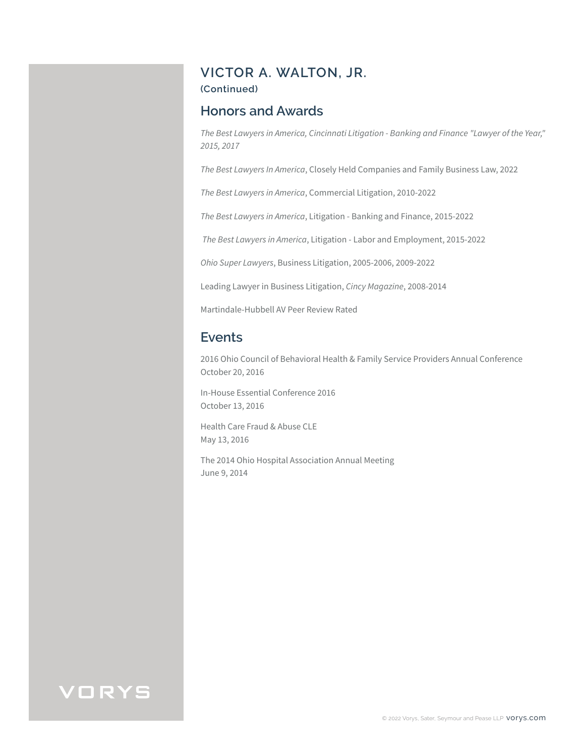# VICTOR A. WALTON, JR.

**(Continued)**

## Honors and Awards

*The Best Lawyers in America, Cincinnati Litigation - Banking and Finance "Lawyer of the Year," 2015, 2017*

*The Best Lawyers In America*, Closely Held Companies and Family Business Law, 2022

*The Best Lawyers in America*, Commercial Litigation, 2010-2022

*The Best Lawyers in America*, Litigation - Banking and Finance, 2015-2022

*The Best Lawyers in America*, Litigation - Labor and Employment, 2015-2022

*Ohio Super Lawyers*, Business Litigation, 2005-2006, 2009-2022

Leading Lawyer in Business Litigation, *Cincy Magazine*, 2008-2014

Martindale-Hubbell AV Peer Review Rated

## Events

2016 Ohio Council of Behavioral Health & Family Service Providers Annual Conference
October 20, 2016

In-House Essential Conference 2016
October 13, 2016

Health Care Fraud & Abuse CLE
May 13, 2016

The 2014 Ohio Hospital Association Annual Meeting
June 9, 2014